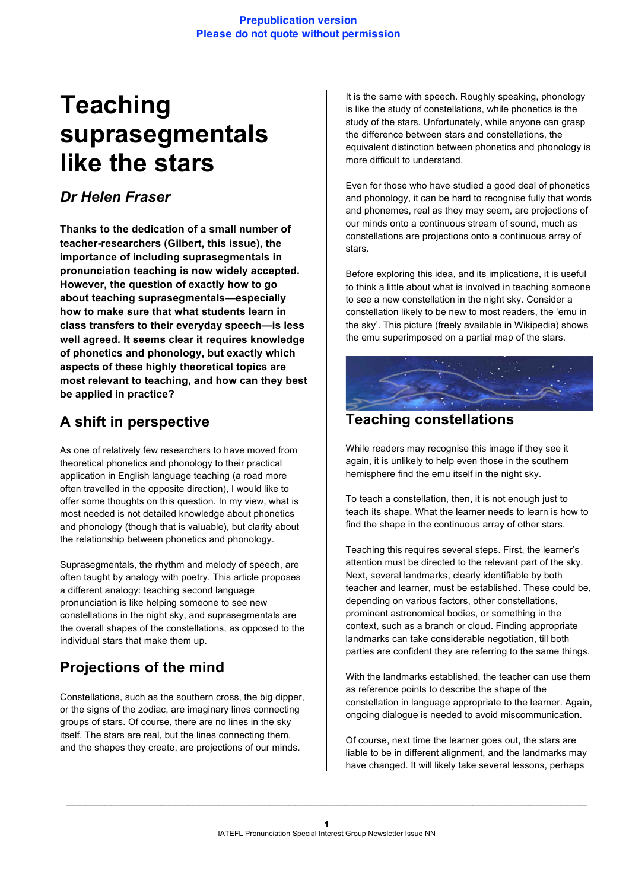Prepublication version
Please do not quote without permission

# Teaching suprasegmentals like the stars

## *Dr Helen Fraser*

**Thanks to the dedication of a small number of teacher-researchers (Gilbert, this issue), the importance of including suprasegmentals in pronunciation teaching is now widely accepted. However, the question of exactly how to go about teaching suprasegmentals—especially how to make sure that what students learn in class transfers to their everyday speech—is less well agreed. It seems clear it requires knowledge of phonetics and phonology, but exactly which aspects of these highly theoretical topics are most relevant to teaching, and how can they best be applied in practice?**

## A shift in perspective

As one of relatively few researchers to have moved from theoretical phonetics and phonology to their practical application in English language teaching (a road more often travelled in the opposite direction), I would like to offer some thoughts on this question. In my view, what is most needed is not detailed knowledge about phonetics and phonology (though that is valuable), but clarity about the relationship between phonetics and phonology.

Suprasegmentals, the rhythm and melody of speech, are often taught by analogy with poetry. This article proposes a different analogy: teaching second language pronunciation is like helping someone to see new constellations in the night sky, and suprasegmentals are the overall shapes of the constellations, as opposed to the individual stars that make them up.

## Projections of the mind

Constellations, such as the southern cross, the big dipper, or the signs of the zodiac, are imaginary lines connecting groups of stars. Of course, there are no lines in the sky itself. The stars are real, but the lines connecting them, and the shapes they create, are projections of our minds.

It is the same with speech. Roughly speaking, phonology is like the study of constellations, while phonetics is the study of the stars. Unfortunately, while anyone can grasp the difference between stars and constellations, the equivalent distinction between phonetics and phonology is more difficult to understand.

Even for those who have studied a good deal of phonetics and phonology, it can be hard to recognise fully that words and phonemes, real as they may seem, are projections of our minds onto a continuous stream of sound, much as constellations are projections onto a continuous array of stars.

Before exploring this idea, and its implications, it is useful to think a little about what is involved in teaching someone to see a new constellation in the night sky. Consider a constellation likely to be new to most readers, the 'emu in the sky'. This picture (freely available in Wikipedia) shows the emu superimposed on a partial map of the stars.

## Teaching constellations

While readers may recognise this image if they see it again, it is unlikely to help even those in the southern hemisphere find the emu itself in the night sky.

To teach a constellation, then, it is not enough just to teach its shape. What the learner needs to learn is how to find the shape in the continuous array of other stars.

Teaching this requires several steps. First, the learner's attention must be directed to the relevant part of the sky. Next, several landmarks, clearly identifiable by both teacher and learner, must be established. These could be, depending on various factors, other constellations, prominent astronomical bodies, or something in the context, such as a branch or cloud. Finding appropriate landmarks can take considerable negotiation, till both parties are confident they are referring to the same things.

With the landmarks established, the teacher can use them as reference points to describe the shape of the constellation in language appropriate to the learner. Again, ongoing dialogue is needed to avoid miscommunication.

Of course, next time the learner goes out, the stars are liable to be in different alignment, and the landmarks may have changed. It will likely take several lessons, perhaps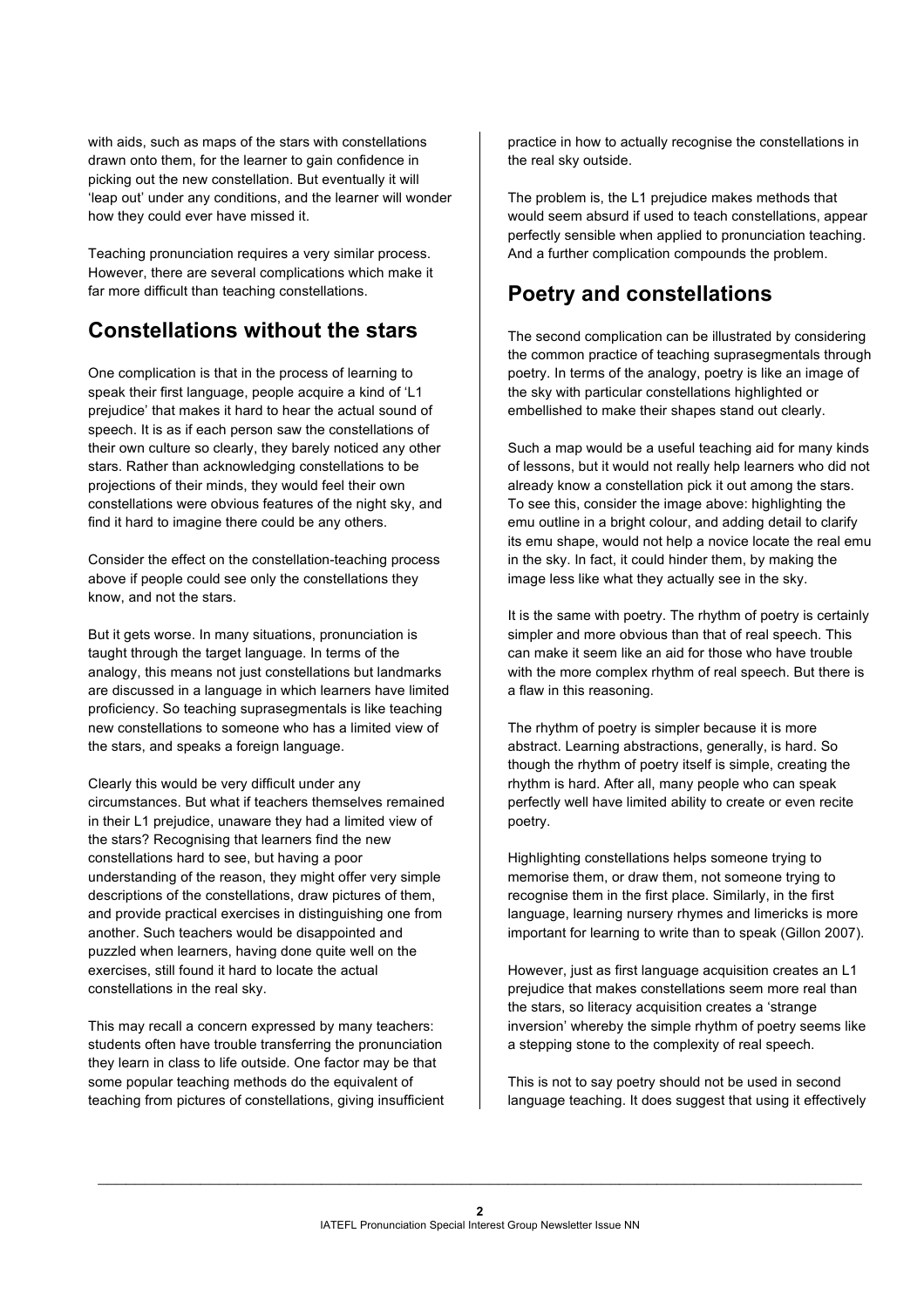with aids, such as maps of the stars with constellations drawn onto them, for the learner to gain confidence in picking out the new constellation. But eventually it will 'leap out' under any conditions, and the learner will wonder how they could ever have missed it.

Teaching pronunciation requires a very similar process. However, there are several complications which make it far more difficult than teaching constellations.

## Constellations without the stars

One complication is that in the process of learning to speak their first language, people acquire a kind of 'L1 prejudice' that makes it hard to hear the actual sound of speech. It is as if each person saw the constellations of their own culture so clearly, they barely noticed any other stars. Rather than acknowledging constellations to be projections of their minds, they would feel their own constellations were obvious features of the night sky, and find it hard to imagine there could be any others.

Consider the effect on the constellation-teaching process above if people could see only the constellations they know, and not the stars.

But it gets worse. In many situations, pronunciation is taught through the target language. In terms of the analogy, this means not just constellations but landmarks are discussed in a language in which learners have limited proficiency. So teaching suprasegmentals is like teaching new constellations to someone who has a limited view of the stars, and speaks a foreign language.

Clearly this would be very difficult under any circumstances. But what if teachers themselves remained in their L1 prejudice, unaware they had a limited view of the stars? Recognising that learners find the new constellations hard to see, but having a poor understanding of the reason, they might offer very simple descriptions of the constellations, draw pictures of them, and provide practical exercises in distinguishing one from another. Such teachers would be disappointed and puzzled when learners, having done quite well on the exercises, still found it hard to locate the actual constellations in the real sky.

This may recall a concern expressed by many teachers: students often have trouble transferring the pronunciation they learn in class to life outside. One factor may be that some popular teaching methods do the equivalent of teaching from pictures of constellations, giving insufficient practice in how to actually recognise the constellations in the real sky outside.

The problem is, the L1 prejudice makes methods that would seem absurd if used to teach constellations, appear perfectly sensible when applied to pronunciation teaching. And a further complication compounds the problem.

## Poetry and constellations

The second complication can be illustrated by considering the common practice of teaching suprasegmentals through poetry. In terms of the analogy, poetry is like an image of the sky with particular constellations highlighted or embellished to make their shapes stand out clearly.

Such a map would be a useful teaching aid for many kinds of lessons, but it would not really help learners who did not already know a constellation pick it out among the stars. To see this, consider the image above: highlighting the emu outline in a bright colour, and adding detail to clarify its emu shape, would not help a novice locate the real emu in the sky. In fact, it could hinder them, by making the image less like what they actually see in the sky.

It is the same with poetry. The rhythm of poetry is certainly simpler and more obvious than that of real speech. This can make it seem like an aid for those who have trouble with the more complex rhythm of real speech. But there is a flaw in this reasoning.

The rhythm of poetry is simpler because it is more abstract. Learning abstractions, generally, is hard. So though the rhythm of poetry itself is simple, creating the rhythm is hard. After all, many people who can speak perfectly well have limited ability to create or even recite poetry.

Highlighting constellations helps someone trying to memorise them, or draw them, not someone trying to recognise them in the first place. Similarly, in the first language, learning nursery rhymes and limericks is more important for learning to write than to speak (Gillon 2007).

However, just as first language acquisition creates an L1 prejudice that makes constellations seem more real than the stars, so literacy acquisition creates a 'strange inversion' whereby the simple rhythm of poetry seems like a stepping stone to the complexity of real speech.

This is not to say poetry should not be used in second language teaching. It does suggest that using it effectively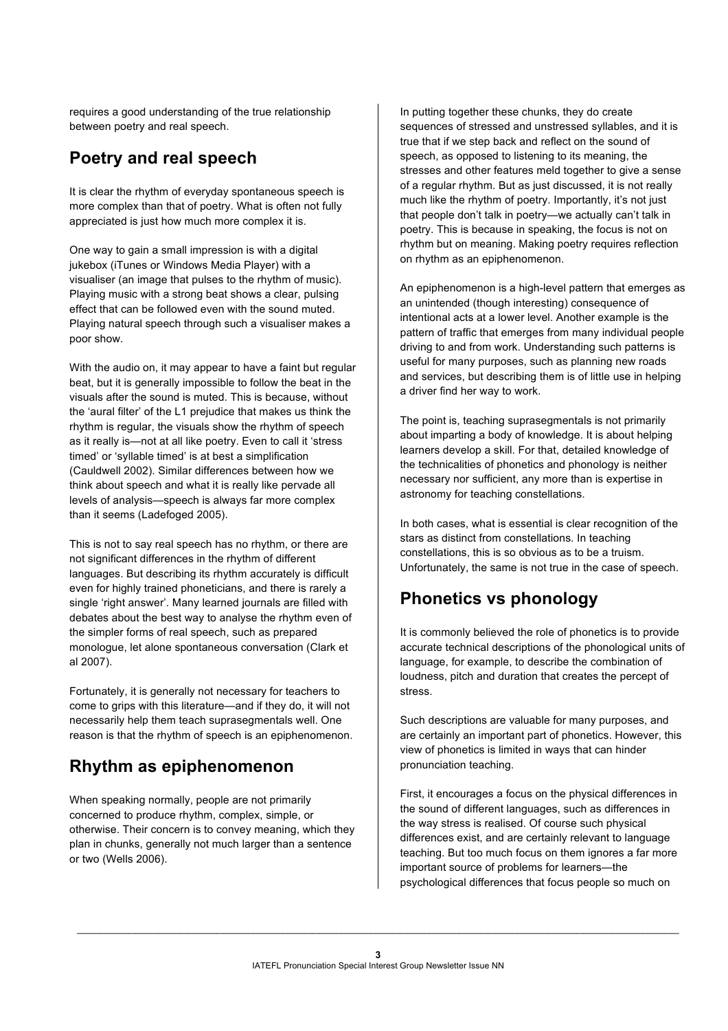requires a good understanding of the true relationship between poetry and real speech.

## Poetry and real speech

It is clear the rhythm of everyday spontaneous speech is more complex than that of poetry. What is often not fully appreciated is just how much more complex it is.

One way to gain a small impression is with a digital jukebox (iTunes or Windows Media Player) with a visualiser (an image that pulses to the rhythm of music). Playing music with a strong beat shows a clear, pulsing effect that can be followed even with the sound muted. Playing natural speech through such a visualiser makes a poor show.

With the audio on, it may appear to have a faint but regular beat, but it is generally impossible to follow the beat in the visuals after the sound is muted. This is because, without the 'aural filter' of the L1 prejudice that makes us think the rhythm is regular, the visuals show the rhythm of speech as it really is—not at all like poetry. Even to call it 'stress timed' or 'syllable timed' is at best a simplification (Cauldwell 2002). Similar differences between how we think about speech and what it is really like pervade all levels of analysis—speech is always far more complex than it seems (Ladefoged 2005).

This is not to say real speech has no rhythm, or there are not significant differences in the rhythm of different languages. But describing its rhythm accurately is difficult even for highly trained phoneticians, and there is rarely a single 'right answer'. Many learned journals are filled with debates about the best way to analyse the rhythm even of the simpler forms of real speech, such as prepared monologue, let alone spontaneous conversation (Clark et al 2007).

Fortunately, it is generally not necessary for teachers to come to grips with this literature—and if they do, it will not necessarily help them teach suprasegmentals well. One reason is that the rhythm of speech is an epiphenomenon.

## Rhythm as epiphenomenon

When speaking normally, people are not primarily concerned to produce rhythm, complex, simple, or otherwise. Their concern is to convey meaning, which they plan in chunks, generally not much larger than a sentence or two (Wells 2006).

In putting together these chunks, they do create sequences of stressed and unstressed syllables, and it is true that if we step back and reflect on the sound of speech, as opposed to listening to its meaning, the stresses and other features meld together to give a sense of a regular rhythm. But as just discussed, it is not really much like the rhythm of poetry. Importantly, it's not just that people don't talk in poetry—we actually can't talk in poetry. This is because in speaking, the focus is not on rhythm but on meaning. Making poetry requires reflection on rhythm as an epiphenomenon.

An epiphenomenon is a high-level pattern that emerges as an unintended (though interesting) consequence of intentional acts at a lower level. Another example is the pattern of traffic that emerges from many individual people driving to and from work. Understanding such patterns is useful for many purposes, such as planning new roads and services, but describing them is of little use in helping a driver find her way to work.

The point is, teaching suprasegmentals is not primarily about imparting a body of knowledge. It is about helping learners develop a skill. For that, detailed knowledge of the technicalities of phonetics and phonology is neither necessary nor sufficient, any more than is expertise in astronomy for teaching constellations.

In both cases, what is essential is clear recognition of the stars as distinct from constellations. In teaching constellations, this is so obvious as to be a truism. Unfortunately, the same is not true in the case of speech.

## Phonetics vs phonology

It is commonly believed the role of phonetics is to provide accurate technical descriptions of the phonological units of language, for example, to describe the combination of loudness, pitch and duration that creates the percept of stress.

Such descriptions are valuable for many purposes, and are certainly an important part of phonetics. However, this view of phonetics is limited in ways that can hinder pronunciation teaching.

First, it encourages a focus on the physical differences in the sound of different languages, such as differences in the way stress is realised. Of course such physical differences exist, and are certainly relevant to language teaching. But too much focus on them ignores a far more important source of problems for learners—the psychological differences that focus people so much on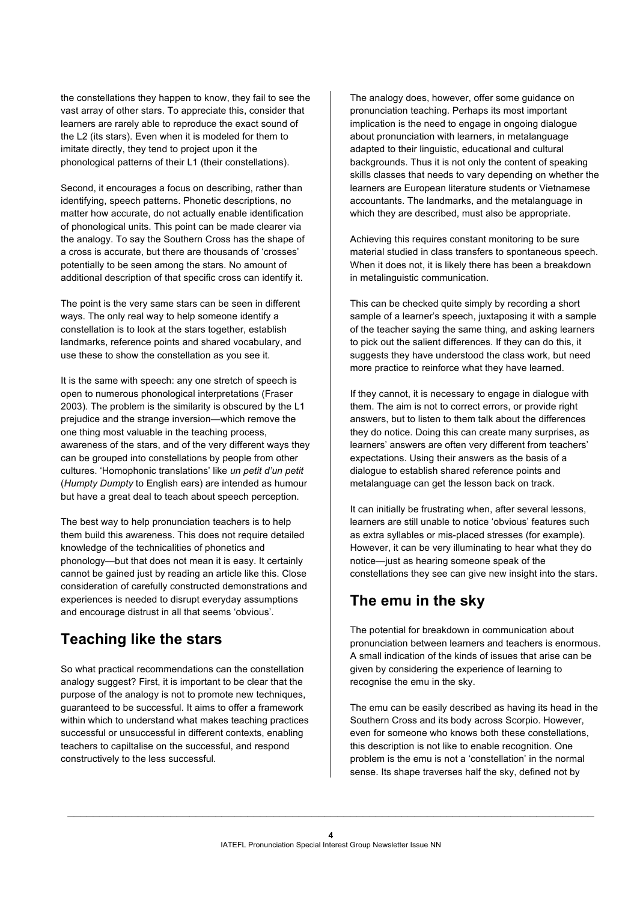the constellations they happen to know, they fail to see the vast array of other stars. To appreciate this, consider that learners are rarely able to reproduce the exact sound of the L2 (its stars). Even when it is modeled for them to imitate directly, they tend to project upon it the phonological patterns of their L1 (their constellations).

Second, it encourages a focus on describing, rather than identifying, speech patterns. Phonetic descriptions, no matter how accurate, do not actually enable identification of phonological units. This point can be made clearer via the analogy. To say the Southern Cross has the shape of a cross is accurate, but there are thousands of 'crosses' potentially to be seen among the stars. No amount of additional description of that specific cross can identify it.

The point is the very same stars can be seen in different ways. The only real way to help someone identify a constellation is to look at the stars together, establish landmarks, reference points and shared vocabulary, and use these to show the constellation as you see it.

It is the same with speech: any one stretch of speech is open to numerous phonological interpretations (Fraser 2003). The problem is the similarity is obscured by the L1 prejudice and the strange inversion—which remove the one thing most valuable in the teaching process, awareness of the stars, and of the very different ways they can be grouped into constellations by people from other cultures. 'Homophonic translations' like *un petit d'un petit* (*Humpty Dumpty* to English ears) are intended as humour but have a great deal to teach about speech perception.

The best way to help pronunciation teachers is to help them build this awareness. This does not require detailed knowledge of the technicalities of phonetics and phonology—but that does not mean it is easy. It certainly cannot be gained just by reading an article like this. Close consideration of carefully constructed demonstrations and experiences is needed to disrupt everyday assumptions and encourage distrust in all that seems 'obvious'.

## Teaching like the stars

So what practical recommendations can the constellation analogy suggest? First, it is important to be clear that the purpose of the analogy is not to promote new techniques, guaranteed to be successful. It aims to offer a framework within which to understand what makes teaching practices successful or unsuccessful in different contexts, enabling teachers to capiltalise on the successful, and respond constructively to the less successful.

The analogy does, however, offer some guidance on pronunciation teaching. Perhaps its most important implication is the need to engage in ongoing dialogue about pronunciation with learners, in metalanguage adapted to their linguistic, educational and cultural backgrounds. Thus it is not only the content of speaking skills classes that needs to vary depending on whether the learners are European literature students or Vietnamese accountants. The landmarks, and the metalanguage in which they are described, must also be appropriate.

Achieving this requires constant monitoring to be sure material studied in class transfers to spontaneous speech. When it does not, it is likely there has been a breakdown in metalinguistic communication.

This can be checked quite simply by recording a short sample of a learner's speech, juxtaposing it with a sample of the teacher saying the same thing, and asking learners to pick out the salient differences. If they can do this, it suggests they have understood the class work, but need more practice to reinforce what they have learned.

If they cannot, it is necessary to engage in dialogue with them. The aim is not to correct errors, or provide right answers, but to listen to them talk about the differences they do notice. Doing this can create many surprises, as learners' answers are often very different from teachers' expectations. Using their answers as the basis of a dialogue to establish shared reference points and metalanguage can get the lesson back on track.

It can initially be frustrating when, after several lessons, learners are still unable to notice 'obvious' features such as extra syllables or mis-placed stresses (for example). However, it can be very illuminating to hear what they do notice—just as hearing someone speak of the constellations they see can give new insight into the stars.

## The emu in the sky

The potential for breakdown in communication about pronunciation between learners and teachers is enormous. A small indication of the kinds of issues that arise can be given by considering the experience of learning to recognise the emu in the sky.

The emu can be easily described as having its head in the Southern Cross and its body across Scorpio. However, even for someone who knows both these constellations, this description is not like to enable recognition. One problem is the emu is not a 'constellation' in the normal sense. Its shape traverses half the sky, defined not by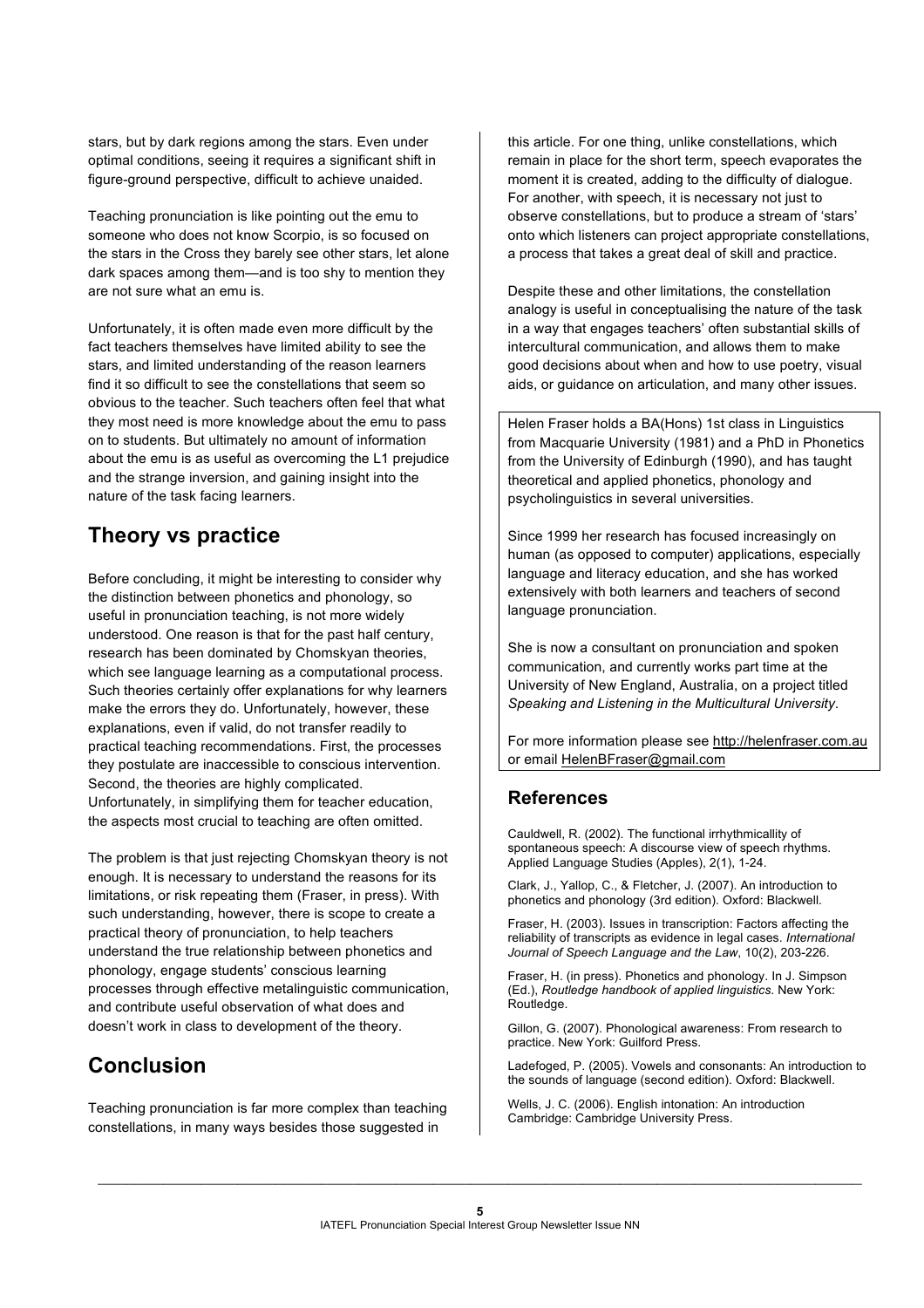stars, but by dark regions among the stars. Even under optimal conditions, seeing it requires a significant shift in figure-ground perspective, difficult to achieve unaided.

Teaching pronunciation is like pointing out the emu to someone who does not know Scorpio, is so focused on the stars in the Cross they barely see other stars, let alone dark spaces among them—and is too shy to mention they are not sure what an emu is.

Unfortunately, it is often made even more difficult by the fact teachers themselves have limited ability to see the stars, and limited understanding of the reason learners find it so difficult to see the constellations that seem so obvious to the teacher. Such teachers often feel that what they most need is more knowledge about the emu to pass on to students. But ultimately no amount of information about the emu is as useful as overcoming the L1 prejudice and the strange inversion, and gaining insight into the nature of the task facing learners.

## Theory vs practice

Before concluding, it might be interesting to consider why the distinction between phonetics and phonology, so useful in pronunciation teaching, is not more widely understood. One reason is that for the past half century, research has been dominated by Chomskyan theories, which see language learning as a computational process. Such theories certainly offer explanations for why learners make the errors they do. Unfortunately, however, these explanations, even if valid, do not transfer readily to practical teaching recommendations. First, the processes they postulate are inaccessible to conscious intervention. Second, the theories are highly complicated. Unfortunately, in simplifying them for teacher education, the aspects most crucial to teaching are often omitted.

The problem is that just rejecting Chomskyan theory is not enough. It is necessary to understand the reasons for its limitations, or risk repeating them (Fraser, in press). With such understanding, however, there is scope to create a practical theory of pronunciation, to help teachers understand the true relationship between phonetics and phonology, engage students' conscious learning processes through effective metalinguistic communication, and contribute useful observation of what does and doesn't work in class to development of the theory.

## Conclusion

Teaching pronunciation is far more complex than teaching constellations, in many ways besides those suggested in this article. For one thing, unlike constellations, which remain in place for the short term, speech evaporates the moment it is created, adding to the difficulty of dialogue. For another, with speech, it is necessary not just to observe constellations, but to produce a stream of 'stars' onto which listeners can project appropriate constellations, a process that takes a great deal of skill and practice.

Despite these and other limitations, the constellation analogy is useful in conceptualising the nature of the task in a way that engages teachers' often substantial skills of intercultural communication, and allows them to make good decisions about when and how to use poetry, visual aids, or guidance on articulation, and many other issues.

Helen Fraser holds a BA(Hons) 1st class in Linguistics from Macquarie University (1981) and a PhD in Phonetics from the University of Edinburgh (1990), and has taught theoretical and applied phonetics, phonology and psycholinguistics in several universities.

Since 1999 her research has focused increasingly on human (as opposed to computer) applications, especially language and literacy education, and she has worked extensively with both learners and teachers of second language pronunciation.

She is now a consultant on pronunciation and spoken communication, and currently works part time at the University of New England, Australia, on a project titled *Speaking and Listening in the Multicultural University*.

For more information please see http://helenfraser.com.au or email HelenBFraser@gmail.com

### References

Cauldwell, R. (2002). The functional irrhythmicallity of spontaneous speech: A discourse view of speech rhythms. Applied Language Studies (Apples), 2(1), 1-24.

Clark, J., Yallop, C., & Fletcher, J. (2007). An introduction to phonetics and phonology (3rd edition). Oxford: Blackwell.

Fraser, H. (2003). Issues in transcription: Factors affecting the reliability of transcripts as evidence in legal cases. *International Journal of Speech Language and the Law*, 10(2), 203-226.

Fraser, H. (in press). Phonetics and phonology. In J. Simpson (Ed.), *Routledge handbook of applied linguistics*. New York: Routledge.

Gillon, G. (2007). Phonological awareness: From research to practice. New York: Guilford Press.

Ladefoged, P. (2005). Vowels and consonants: An introduction to the sounds of language (second edition). Oxford: Blackwell.

Wells, J. C. (2006). English intonation: An introduction Cambridge: Cambridge University Press.